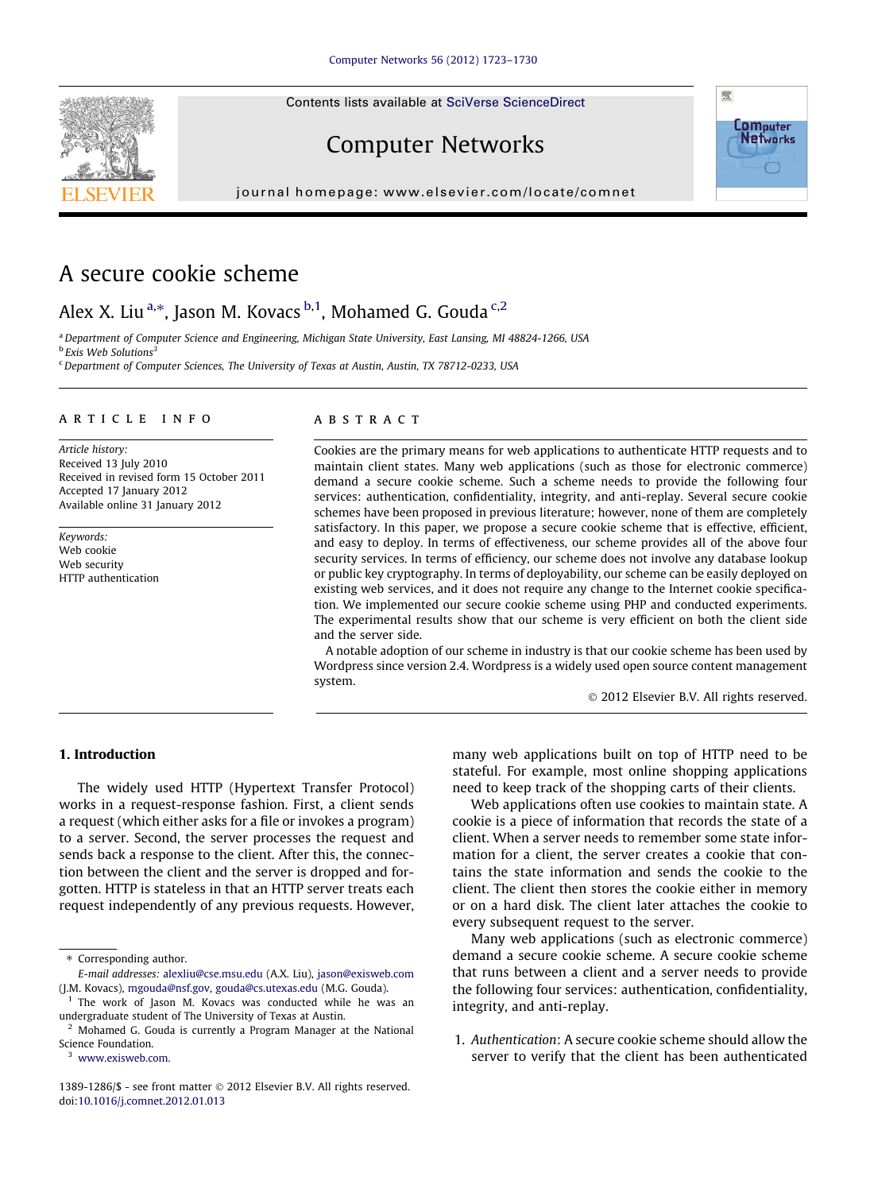Contents lists available at SciVerse ScienceDirect

# Computer Networks

journal homepage: www.elsevier.com/locate/comnet

# A secure cookie scheme

Alex X. Liu [a,*], Jason M. Kovacs [b,1], Mohamed G. Gouda [c,2]

[a] Department of Computer Science and Engineering, Michigan State University, East Lansing, MI 48824-1266, USA
[b] Exis Web Solutions[3]
[c] Department of Computer Sciences, The University of Texas at Austin, Austin, TX 78712-0233, USA

## ARTICLE INFO

*Article history:*
Received 13 July 2010
Received in revised form 15 October 2011
Accepted 17 January 2012
Available online 31 January 2012

*Keywords:*
Web cookie
Web security
HTTP authentication

## ABSTRACT

Cookies are the primary means for web applications to authenticate HTTP requests and to maintain client states. Many web applications (such as those for electronic commerce) demand a secure cookie scheme. Such a scheme needs to provide the following four services: authentication, confidentiality, integrity, and anti-replay. Several secure cookie schemes have been proposed in previous literature; however, none of them are completely satisfactory. In this paper, we propose a secure cookie scheme that is effective, efficient, and easy to deploy. In terms of effectiveness, our scheme provides all of the above four security services. In terms of efficiency, our scheme does not involve any database lookup or public key cryptography. In terms of deployability, our scheme can be easily deployed on existing web services, and it does not require any change to the Internet cookie specification. We implemented our secure cookie scheme using PHP and conducted experiments. The experimental results show that our scheme is very efficient on both the client side and the server side.

A notable adoption of our scheme in industry is that our cookie scheme has been used by Wordpress since version 2.4. Wordpress is a widely used open source content management system.

© 2012 Elsevier B.V. All rights reserved.

## 1. Introduction

The widely used HTTP (Hypertext Transfer Protocol) works in a request-response fashion. First, a client sends a request (which either asks for a file or invokes a program) to a server. Second, the server processes the request and sends back a response to the client. After this, the connection between the client and the server is dropped and forgotten. HTTP is stateless in that an HTTP server treats each request independently of any previous requests. However, many web applications built on top of HTTP need to be stateful. For example, most online shopping applications need to keep track of the shopping carts of their clients.

Web applications often use cookies to maintain state. A cookie is a piece of information that records the state of a client. When a server needs to remember some state information for a client, the server creates a cookie that contains the state information and sends the cookie to the client. The client then stores the cookie either in memory or on a hard disk. The client later attaches the cookie to every subsequent request to the server.

Many web applications (such as electronic commerce) demand a secure cookie scheme. A secure cookie scheme that runs between a client and a server needs to provide the following four services: authentication, confidentiality, integrity, and anti-replay.

1. *Authentication*: A secure cookie scheme should allow the server to verify that the client has been authenticated

---

\* Corresponding author.
*E-mail addresses:* alexliu@cse.msu.edu (A.X. Liu), jason@exisweb.com (J.M. Kovacs), mgouda@nsf.gov, gouda@cs.utexas.edu (M.G. Gouda).
[1] The work of Jason M. Kovacs was conducted while he was an undergraduate student of The University of Texas at Austin.
[2] Mohamed G. Gouda is currently a Program Manager at the National Science Foundation.
[3] www.exisweb.com.

1389-1286/$ - see front matter © 2012 Elsevier B.V. All rights reserved.
doi:10.1016/j.comnet.2012.01.013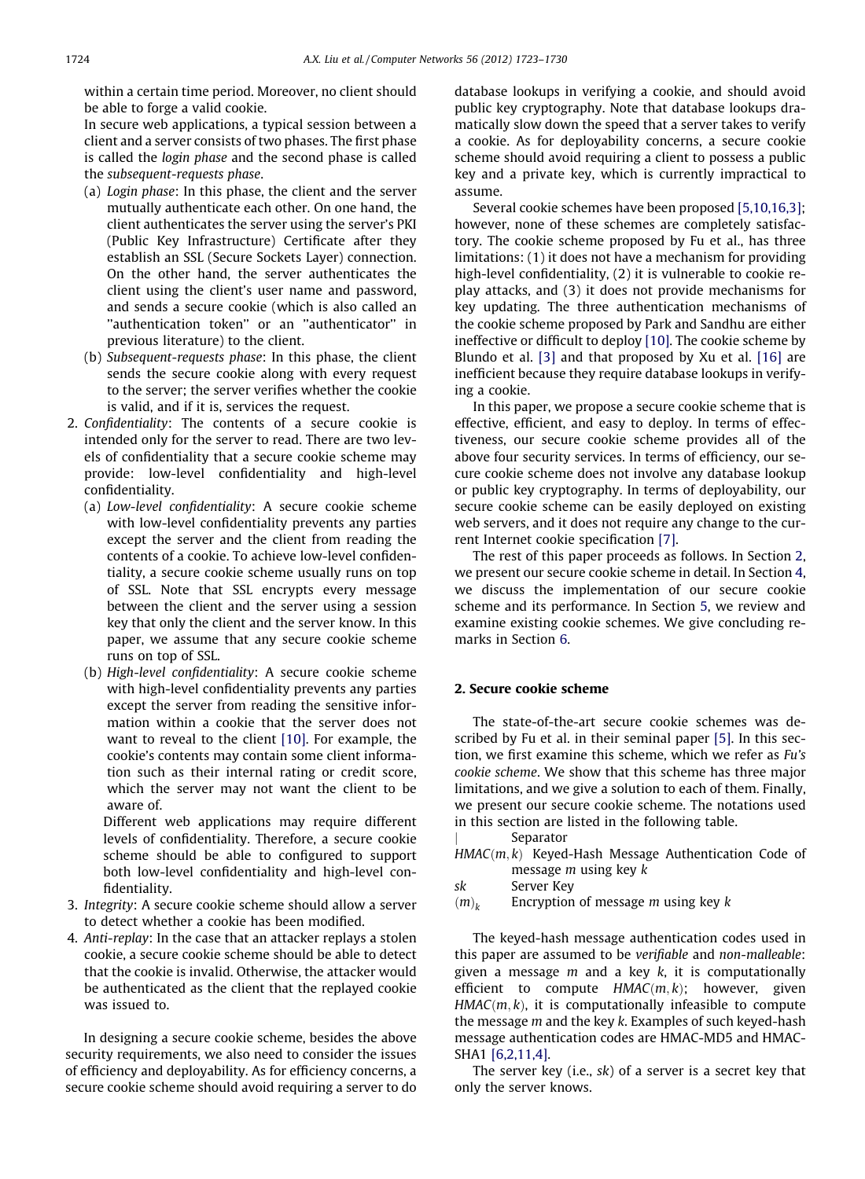within a certain time period. Moreover, no client should be able to forge a valid cookie.

In secure web applications, a typical session between a client and a server consists of two phases. The first phase is called the *login phase* and the second phase is called the *subsequent-requests phase*.

(a) *Login phase*: In this phase, the client and the server mutually authenticate each other. On one hand, the client authenticates the server using the server's PKI (Public Key Infrastructure) Certificate after they establish an SSL (Secure Sockets Layer) connection. On the other hand, the server authenticates the client using the client's user name and password, and sends a secure cookie (which is also called an "authentication token" or an "authenticator" in previous literature) to the client.

(b) *Subsequent-requests phase*: In this phase, the client sends the secure cookie along with every request to the server; the server verifies whether the cookie is valid, and if it is, services the request.

2. *Confidentiality*: The contents of a secure cookie is intended only for the server to read. There are two levels of confidentiality that a secure cookie scheme may provide: low-level confidentiality and high-level confidentiality.

   (a) *Low-level confidentiality*: A secure cookie scheme with low-level confidentiality prevents any parties except the server and the client from reading the contents of a cookie. To achieve low-level confidentiality, a secure cookie scheme usually runs on top of SSL. Note that SSL encrypts every message between the client and the server using a session key that only the client and the server know. In this paper, we assume that any secure cookie scheme runs on top of SSL.

   (b) *High-level confidentiality*: A secure cookie scheme with high-level confidentiality prevents any parties except the server from reading the sensitive information within a cookie that the server does not want to reveal to the client [10]. For example, the cookie's contents may contain some client information such as their internal rating or credit score, which the server may not want the client to be aware of.

   Different web applications may require different levels of confidentiality. Therefore, a secure cookie scheme should be able to configured to support both low-level confidentiality and high-level confidentiality.

3. *Integrity*: A secure cookie scheme should allow a server to detect whether a cookie has been modified.

4. *Anti-replay*: In the case that an attacker replays a stolen cookie, a secure cookie scheme should be able to detect that the cookie is invalid. Otherwise, the attacker would be authenticated as the client that the replayed cookie was issued to.

In designing a secure cookie scheme, besides the above security requirements, we also need to consider the issues of efficiency and deployability. As for efficiency concerns, a secure cookie scheme should avoid requiring a server to do database lookups in verifying a cookie, and should avoid public key cryptography. Note that database lookups dramatically slow down the speed that a server takes to verify a cookie. As for deployability concerns, a secure cookie scheme should avoid requiring a client to possess a public key and a private key, which is currently impractical to assume.

Several cookie schemes have been proposed [5,10,16,3]; however, none of these schemes are completely satisfactory. The cookie scheme proposed by Fu et al., has three limitations: (1) it does not have a mechanism for providing high-level confidentiality, (2) it is vulnerable to cookie replay attacks, and (3) it does not provide mechanisms for key updating. The three authentication mechanisms of the cookie scheme proposed by Park and Sandhu are either ineffective or difficult to deploy [10]. The cookie scheme by Blundo et al. [3] and that proposed by Xu et al. [16] are inefficient because they require database lookups in verifying a cookie.

In this paper, we propose a secure cookie scheme that is effective, efficient, and easy to deploy. In terms of effectiveness, our secure cookie scheme provides all of the above four security services. In terms of efficiency, our secure cookie scheme does not involve any database lookup or public key cryptography. In terms of deployability, our secure cookie scheme can be easily deployed on existing web servers, and it does not require any change to the current Internet cookie specification [7].

The rest of this paper proceeds as follows. In Section 2, we present our secure cookie scheme in detail. In Section 4, we discuss the implementation of our secure cookie scheme and its performance. In Section 5, we review and examine existing cookie schemes. We give concluding remarks in Section 6.

## 2. Secure cookie scheme

The state-of-the-art secure cookie schemes was described by Fu et al. in their seminal paper [5]. In this section, we first examine this scheme, which we refer as *Fu's cookie scheme*. We show that this scheme has three major limitations, and we give a solution to each of them. Finally, we present our secure cookie scheme. The notations used in this section are listed in the following table.

| | |
|---|---|
| $\vert$ | Separator |
| $HMAC(m,k)$ | Keyed-Hash Message Authentication Code of message $m$ using key $k$ |
| $sk$ | Server Key |
| $(m)_k$ | Encryption of message $m$ using key $k$ |

The keyed-hash message authentication codes used in this paper are assumed to be *verifiable* and *non-malleable*: given a message $m$ and a key $k$, it is computationally efficient to compute $HMAC(m,k)$; however, given $HMAC(m,k)$, it is computationally infeasible to compute the message $m$ and the key $k$. Examples of such keyed-hash message authentication codes are HMAC-MD5 and HMAC-SHA1 [6,2,11,4].

The server key (i.e., $sk$) of a server is a secret key that only the server knows.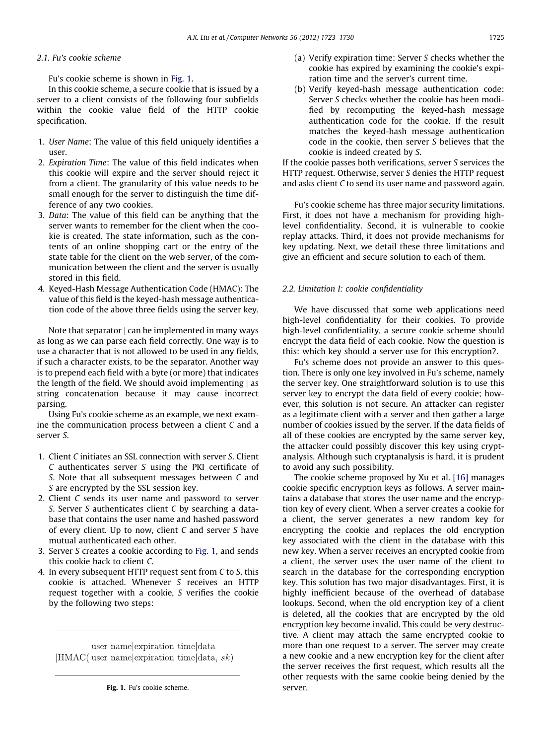### 2.1. Fu's cookie scheme

Fu's cookie scheme is shown in Fig. 1.

In this cookie scheme, a secure cookie that is issued by a server to a client consists of the following four subfields within the cookie value field of the HTTP cookie specification.

1. *User Name*: The value of this field uniquely identifies a user.
2. *Expiration Time*: The value of this field indicates when this cookie will expire and the server should reject it from a client. The granularity of this value needs to be small enough for the server to distinguish the time difference of any two cookies.
3. *Data*: The value of this field can be anything that the server wants to remember for the client when the cookie is created. The state information, such as the contents of an online shopping cart or the entry of the state table for the client on the web server, of the communication between the client and the server is usually stored in this field.
4. Keyed-Hash Message Authentication Code (HMAC): The value of this field is the keyed-hash message authentication code of the above three fields using the server key.

Note that separator | can be implemented in many ways as long as we can parse each field correctly. One way is to use a character that is not allowed to be used in any fields, if such a character exists, to be the separator. Another way is to prepend each field with a byte (or more) that indicates the length of the field. We should avoid implementing | as string concatenation because it may cause incorrect parsing.

Using Fu's cookie scheme as an example, we next examine the communication process between a client $C$ and a server $S$.

1. Client $C$ initiates an SSL connection with server $S$. Client $C$ authenticates server $S$ using the PKI certificate of $S$. Note that all subsequent messages between $C$ and $S$ are encrypted by the SSL session key.
2. Client $C$ sends its user name and password to server $S$. Server $S$ authenticates client $C$ by searching a database that contains the user name and hashed password of every client. Up to now, client $C$ and server $S$ have mutual authenticated each other.
3. Server $S$ creates a cookie according to Fig. 1, and sends this cookie back to client $C$.
4. In every subsequent HTTP request sent from $C$ to $S$, this cookie is attached. Whenever $S$ receives an HTTP request together with a cookie, $S$ verifies the cookie by the following two steps:
   (a) Verify expiration time: Server $S$ checks whether the cookie has expired by examining the cookie's expiration time and the server's current time.
   (b) Verify keyed-hash message authentication code: Server $S$ checks whether the cookie has been modified by recomputing the keyed-hash message authentication code for the cookie. If the result matches the keyed-hash message authentication code in the cookie, then server $S$ believes that the cookie is indeed created by $S$.

$$\text{user name}|\text{expiration time}|\text{data}$$
$$|\text{HMAC}(\text{ user name}|\text{expiration time}|\text{data},\ sk)$$

**Fig. 1.** Fu's cookie scheme.

If the cookie passes both verifications, server $S$ services the HTTP request. Otherwise, server $S$ denies the HTTP request and asks client $C$ to send its user name and password again.

Fu's cookie scheme has three major security limitations. First, it does not have a mechanism for providing high-level confidentiality. Second, it is vulnerable to cookie replay attacks. Third, it does not provide mechanisms for key updating. Next, we detail these three limitations and give an efficient and secure solution to each of them.

### 2.2. Limitation I: cookie confidentiality

We have discussed that some web applications need high-level confidentiality for their cookies. To provide high-level confidentiality, a secure cookie scheme should encrypt the data field of each cookie. Now the question is this: which key should a server use for this encryption?.

Fu's scheme does not provide an answer to this question. There is only one key involved in Fu's scheme, namely the server key. One straightforward solution is to use this server key to encrypt the data field of every cookie; however, this solution is not secure. An attacker can register as a legitimate client with a server and then gather a large number of cookies issued by the server. If the data fields of all of these cookies are encrypted by the same server key, the attacker could possibly discover this key using cryptanalysis. Although such cryptanalysis is hard, it is prudent to avoid any such possibility.

The cookie scheme proposed by Xu et al. [16] manages cookie specific encryption keys as follows. A server maintains a database that stores the user name and the encryption key of every client. When a server creates a cookie for a client, the server generates a new random key for encrypting the cookie and replaces the old encryption key associated with the client in the database with this new key. When a server receives an encrypted cookie from a client, the server uses the user name of the client to search in the database for the corresponding encryption key. This solution has two major disadvantages. First, it is highly inefficient because of the overhead of database lookups. Second, when the old encryption key of a client is deleted, all the cookies that are encrypted by the old encryption key become invalid. This could be very destructive. A client may attach the same encrypted cookie to more than one request to a server. The server may create a new cookie and a new encryption key for the client after the server receives the first request, which results all the other requests with the same cookie being denied by the server.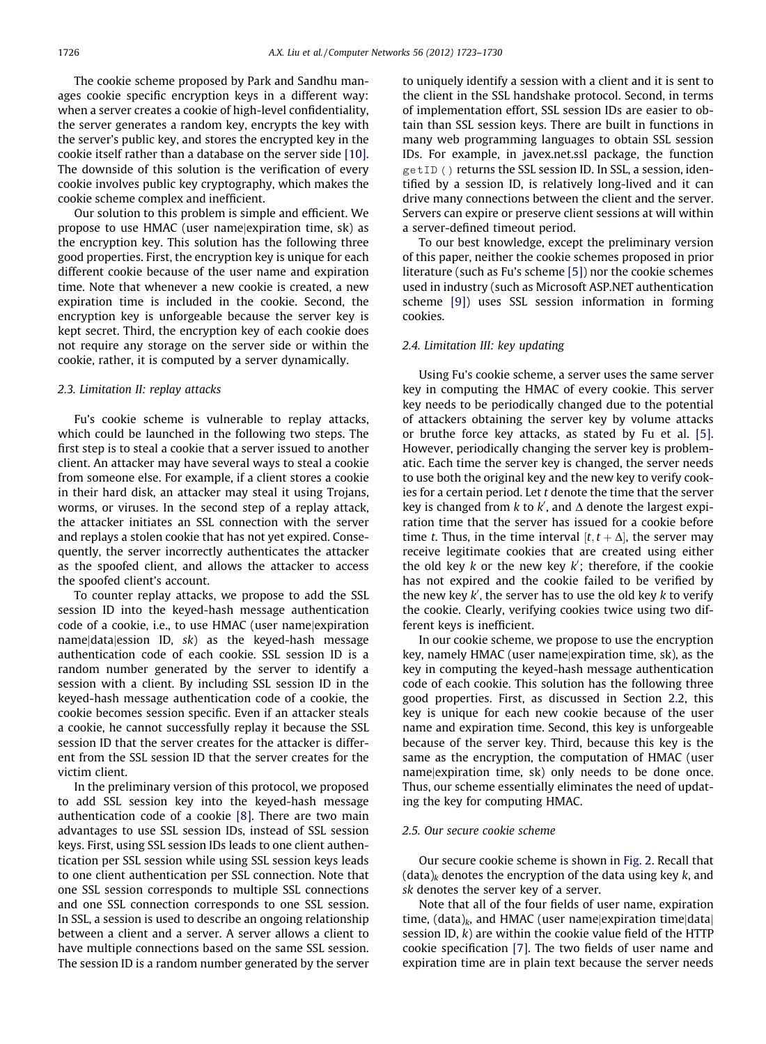The cookie scheme proposed by Park and Sandhu manages cookie specific encryption keys in a different way: when a server creates a cookie of high-level confidentiality, the server generates a random key, encrypts the key with the server's public key, and stores the encrypted key in the cookie itself rather than a database on the server side [10]. The downside of this solution is the verification of every cookie involves public key cryptography, which makes the cookie scheme complex and inefficient.

Our solution to this problem is simple and efficient. We propose to use HMAC (user name|expiration time, sk) as the encryption key. This solution has the following three good properties. First, the encryption key is unique for each different cookie because of the user name and expiration time. Note that whenever a new cookie is created, a new expiration time is included in the cookie. Second, the encryption key is unforgeable because the server key is kept secret. Third, the encryption key of each cookie does not require any storage on the server side or within the cookie, rather, it is computed by a server dynamically.

### 2.3. Limitation II: replay attacks

Fu's cookie scheme is vulnerable to replay attacks, which could be launched in the following two steps. The first step is to steal a cookie that a server issued to another client. An attacker may have several ways to steal a cookie from someone else. For example, if a client stores a cookie in their hard disk, an attacker may steal it using Trojans, worms, or viruses. In the second step of a replay attack, the attacker initiates an SSL connection with the server and replays a stolen cookie that has not yet expired. Consequently, the server incorrectly authenticates the attacker as the spoofed client, and allows the attacker to access the spoofed client's account.

To counter replay attacks, we propose to add the SSL session ID into the keyed-hash message authentication code of a cookie, i.e., to use HMAC (user name|expiration name|data|ession ID, *sk*) as the keyed-hash message authentication code of each cookie. SSL session ID is a random number generated by the server to identify a session with a client. By including SSL session ID in the keyed-hash message authentication code of a cookie, the cookie becomes session specific. Even if an attacker steals a cookie, he cannot successfully replay it because the SSL session ID that the server creates for the attacker is different from the SSL session ID that the server creates for the victim client.

In the preliminary version of this protocol, we proposed to add SSL session key into the keyed-hash message authentication code of a cookie [8]. There are two main advantages to use SSL session IDs, instead of SSL session keys. First, using SSL session IDs leads to one client authentication per SSL session while using SSL session keys leads to one client authentication per SSL connection. Note that one SSL session corresponds to multiple SSL connections and one SSL connection corresponds to one SSL session. In SSL, a session is used to describe an ongoing relationship between a client and a server. A server allows a client to have multiple connections based on the same SSL session. The session ID is a random number generated by the server to uniquely identify a session with a client and it is sent to the client in the SSL handshake protocol. Second, in terms of implementation effort, SSL session IDs are easier to obtain than SSL session keys. There are built in functions in many web programming languages to obtain SSL session IDs. For example, in javex.net.ssl package, the function `getID()` returns the SSL session ID. In SSL, a session, identified by a session ID, is relatively long-lived and it can drive many connections between the client and the server. Servers can expire or preserve client sessions at will within a server-defined timeout period.

To our best knowledge, except the preliminary version of this paper, neither the cookie schemes proposed in prior literature (such as Fu's scheme [5]) nor the cookie schemes used in industry (such as Microsoft ASP.NET authentication scheme [9]) uses SSL session information in forming cookies.

### 2.4. Limitation III: key updating

Using Fu's cookie scheme, a server uses the same server key in computing the HMAC of every cookie. This server key needs to be periodically changed due to the potential of attackers obtaining the server key by volume attacks or bruthe force key attacks, as stated by Fu et al. [5]. However, periodically changing the server key is problematic. Each time the server key is changed, the server needs to use both the original key and the new key to verify cookies for a certain period. Let $t$ denote the time that the server key is changed from $k$ to $k'$, and $\Delta$ denote the largest expiration time that the server has issued for a cookie before time $t$. Thus, in the time interval $[t, t + \Delta]$, the server may receive legitimate cookies that are created using either the old key $k$ or the new key $k'$; therefore, if the cookie has not expired and the cookie failed to be verified by the new key $k'$, the server has to use the old key $k$ to verify the cookie. Clearly, verifying cookies twice using two different keys is inefficient.

In our cookie scheme, we propose to use the encryption key, namely HMAC (user name|expiration time, sk), as the key in computing the keyed-hash message authentication code of each cookie. This solution has the following three good properties. First, as discussed in Section 2.2, this key is unique for each new cookie because of the user name and expiration time. Second, this key is unforgeable because of the server key. Third, because this key is the same as the encryption, the computation of HMAC (user name|expiration time, sk) only needs to be done once. Thus, our scheme essentially eliminates the need of updating the key for computing HMAC.

### 2.5. Our secure cookie scheme

Our secure cookie scheme is shown in Fig. 2. Recall that $(\text{data})_k$ denotes the encryption of the data using key $k$, and *sk* denotes the server key of a server.

Note that all of the four fields of user name, expiration time, $(\text{data})_k$, and HMAC (user name|expiration time|data|session ID, $k$) are within the cookie value field of the HTTP cookie specification [7]. The two fields of user name and expiration time are in plain text because the server needs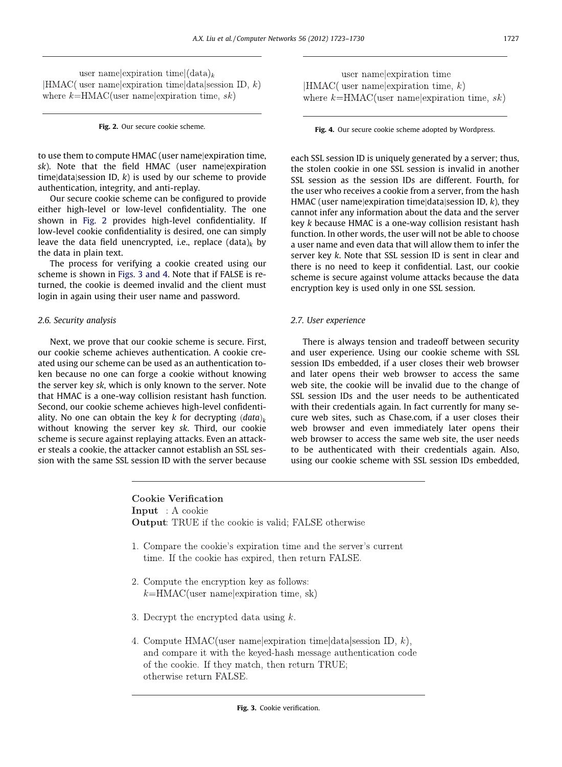user name|expiration time|$(\text{data})_k$
|HMAC( user name|expiration time|data|session ID, $k$)
where $k$=HMAC(user name|expiration time, $sk$)

**Fig. 2.** Our secure cookie scheme.

user name|expiration time
|HMAC( user name|expiration time, $k$)
where $k$=HMAC(user name|expiration time, $sk$)

**Fig. 4.** Our secure cookie scheme adopted by Wordpress.

to use them to compute HMAC (user name|expiration time, *sk*). Note that the field HMAC (user name|expiration time|data|session ID, *k*) is used by our scheme to provide authentication, integrity, and anti-replay.

Our secure cookie scheme can be configured to provide either high-level or low-level confidentiality. The one shown in Fig. 2 provides high-level confidentiality. If low-level cookie confidentiality is desired, one can simply leave the data field unencrypted, i.e., replace $(\text{data})_k$ by the data in plain text.

The process for verifying a cookie created using our scheme is shown in Figs. 3 and 4. Note that if FALSE is returned, the cookie is deemed invalid and the client must login in again using their user name and password.

### 2.6. Security analysis

Next, we prove that our cookie scheme is secure. First, our cookie scheme achieves authentication. A cookie created using our scheme can be used as an authentication token because no one can forge a cookie without knowing the server key *sk*, which is only known to the server. Note that HMAC is a one-way collision resistant hash function. Second, our cookie scheme achieves high-level confidentiality. No one can obtain the key *k* for decrypting $(data)_k$ without knowing the server key *sk*. Third, our cookie scheme is secure against replaying attacks. Even an attacker steals a cookie, the attacker cannot establish an SSL session with the same SSL session ID with the server because each SSL session ID is uniquely generated by a server; thus, the stolen cookie in one SSL session is invalid in another SSL session as the session IDs are different. Fourth, for the user who receives a cookie from a server, from the hash HMAC (user name|expiration time|data|session ID, *k*), they cannot infer any information about the data and the server key *k* because HMAC is a one-way collision resistant hash function. In other words, the user will not be able to choose a user name and even data that will allow them to infer the server key *k*. Note that SSL session ID is sent in clear and there is no need to keep it confidential. Last, our cookie scheme is secure against volume attacks because the data encryption key is used only in one SSL session.

### 2.7. User experience

There is always tension and tradeoff between security and user experience. Using our cookie scheme with SSL session IDs embedded, if a user closes their web browser and later opens their web browser to access the same web site, the cookie will be invalid due to the change of SSL session IDs and the user needs to be authenticated with their credentials again. In fact currently for many secure web sites, such as Chase.com, if a user closes their web browser and even immediately later opens their web browser to access the same web site, the user needs to be authenticated with their credentials again. Also, using our cookie scheme with SSL session IDs embedded,

**Cookie Verification**
**Input** : A cookie
**Output**: TRUE if the cookie is valid; FALSE otherwise

1. Compare the cookie's expiration time and the server's current time. If the cookie has expired, then return FALSE.
2. Compute the encryption key as follows:
   $k$=HMAC(user name|expiration time, sk)
3. Decrypt the encrypted data using $k$.
4. Compute HMAC(user name|expiration time|data|session ID, $k$), and compare it with the keyed-hash message authentication code of the cookie. If they match, then return TRUE; otherwise return FALSE.

**Fig. 3.** Cookie verification.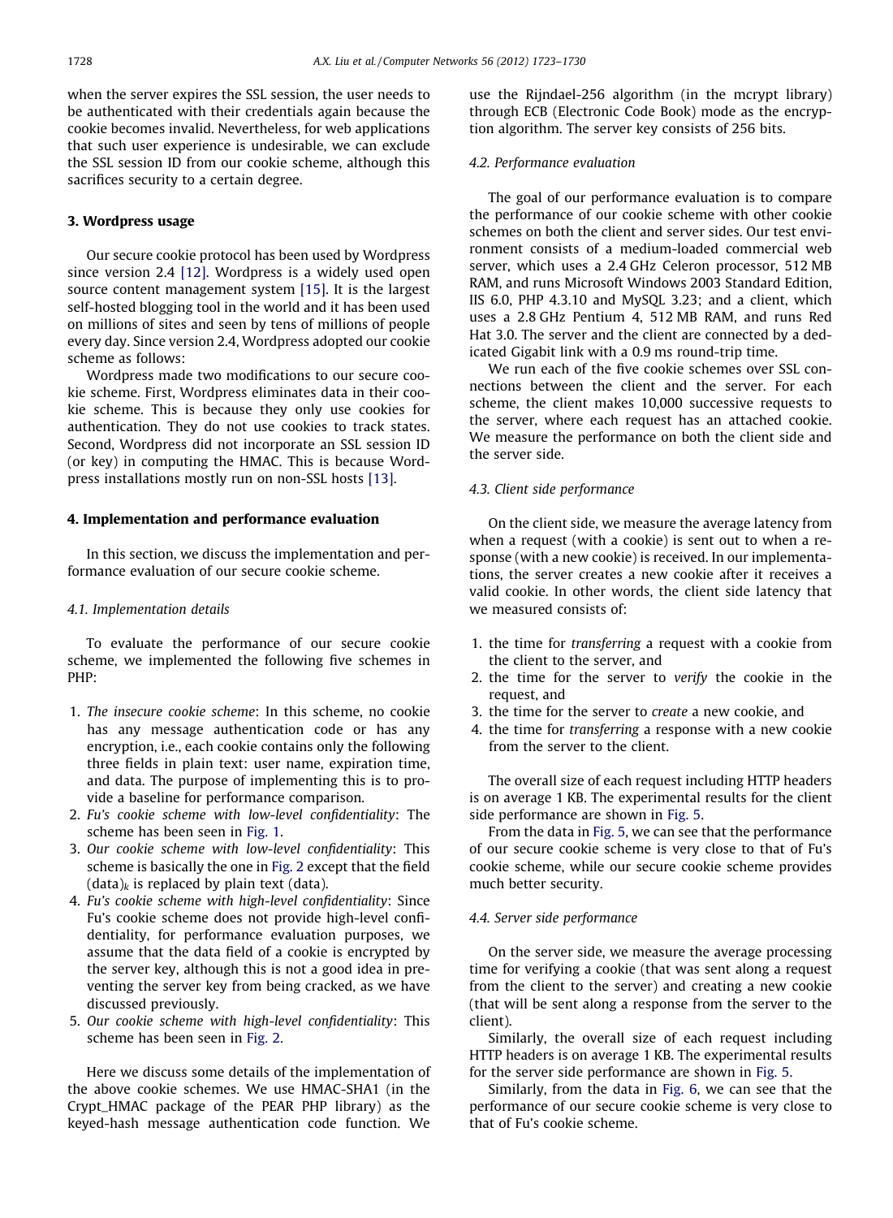when the server expires the SSL session, the user needs to be authenticated with their credentials again because the cookie becomes invalid. Nevertheless, for web applications that such user experience is undesirable, we can exclude the SSL session ID from our cookie scheme, although this sacrifices security to a certain degree.

## 3. Wordpress usage

Our secure cookie protocol has been used by Wordpress since version 2.4 [12]. Wordpress is a widely used open source content management system [15]. It is the largest self-hosted blogging tool in the world and it has been used on millions of sites and seen by tens of millions of people every day. Since version 2.4, Wordpress adopted our cookie scheme as follows:

Wordpress made two modifications to our secure cookie scheme. First, Wordpress eliminates data in their cookie scheme. This is because they only use cookies for authentication. They do not use cookies to track states. Second, Wordpress did not incorporate an SSL session ID (or key) in computing the HMAC. This is because Wordpress installations mostly run on non-SSL hosts [13].

## 4. Implementation and performance evaluation

In this section, we discuss the implementation and performance evaluation of our secure cookie scheme.

### 4.1. Implementation details

To evaluate the performance of our secure cookie scheme, we implemented the following five schemes in PHP:

1. *The insecure cookie scheme*: In this scheme, no cookie has any message authentication code or has any encryption, i.e., each cookie contains only the following three fields in plain text: user name, expiration time, and data. The purpose of implementing this is to provide a baseline for performance comparison.
2. *Fu's cookie scheme with low-level confidentiality*: The scheme has been seen in Fig. 1.
3. *Our cookie scheme with low-level confidentiality*: This scheme is basically the one in Fig. 2 except that the field $(\text{data})_k$ is replaced by plain text (data).
4. *Fu's cookie scheme with high-level confidentiality*: Since Fu's cookie scheme does not provide high-level confidentiality, for performance evaluation purposes, we assume that the data field of a cookie is encrypted by the server key, although this is not a good idea in preventing the server key from being cracked, as we have discussed previously.
5. *Our cookie scheme with high-level confidentiality*: This scheme has been seen in Fig. 2.

Here we discuss some details of the implementation of the above cookie schemes. We use HMAC-SHA1 (in the Crypt_HMAC package of the PEAR PHP library) as the keyed-hash message authentication code function. We use the Rijndael-256 algorithm (in the mcrypt library) through ECB (Electronic Code Book) mode as the encryption algorithm. The server key consists of 256 bits.

### 4.2. Performance evaluation

The goal of our performance evaluation is to compare the performance of our cookie scheme with other cookie schemes on both the client and server sides. Our test environment consists of a medium-loaded commercial web server, which uses a 2.4 GHz Celeron processor, 512 MB RAM, and runs Microsoft Windows 2003 Standard Edition, IIS 6.0, PHP 4.3.10 and MySQL 3.23; and a client, which uses a 2.8 GHz Pentium 4, 512 MB RAM, and runs Red Hat 3.0. The server and the client are connected by a dedicated Gigabit link with a 0.9 ms round-trip time.

We run each of the five cookie schemes over SSL connections between the client and the server. For each scheme, the client makes 10,000 successive requests to the server, where each request has an attached cookie. We measure the performance on both the client side and the server side.

### 4.3. Client side performance

On the client side, we measure the average latency from when a request (with a cookie) is sent out to when a response (with a new cookie) is received. In our implementations, the server creates a new cookie after it receives a valid cookie. In other words, the client side latency that we measured consists of:

1. the time for *transferring* a request with a cookie from the client to the server, and
2. the time for the server to *verify* the cookie in the request, and
3. the time for the server to *create* a new cookie, and
4. the time for *transferring* a response with a new cookie from the server to the client.

The overall size of each request including HTTP headers is on average 1 KB. The experimental results for the client side performance are shown in Fig. 5.

From the data in Fig. 5, we can see that the performance of our secure cookie scheme is very close to that of Fu's cookie scheme, while our secure cookie scheme provides much better security.

### 4.4. Server side performance

On the server side, we measure the average processing time for verifying a cookie (that was sent along a request from the client to the server) and creating a new cookie (that will be sent along a response from the server to the client).

Similarly, the overall size of each request including HTTP headers is on average 1 KB. The experimental results for the server side performance are shown in Fig. 5.

Similarly, from the data in Fig. 6, we can see that the performance of our secure cookie scheme is very close to that of Fu's cookie scheme.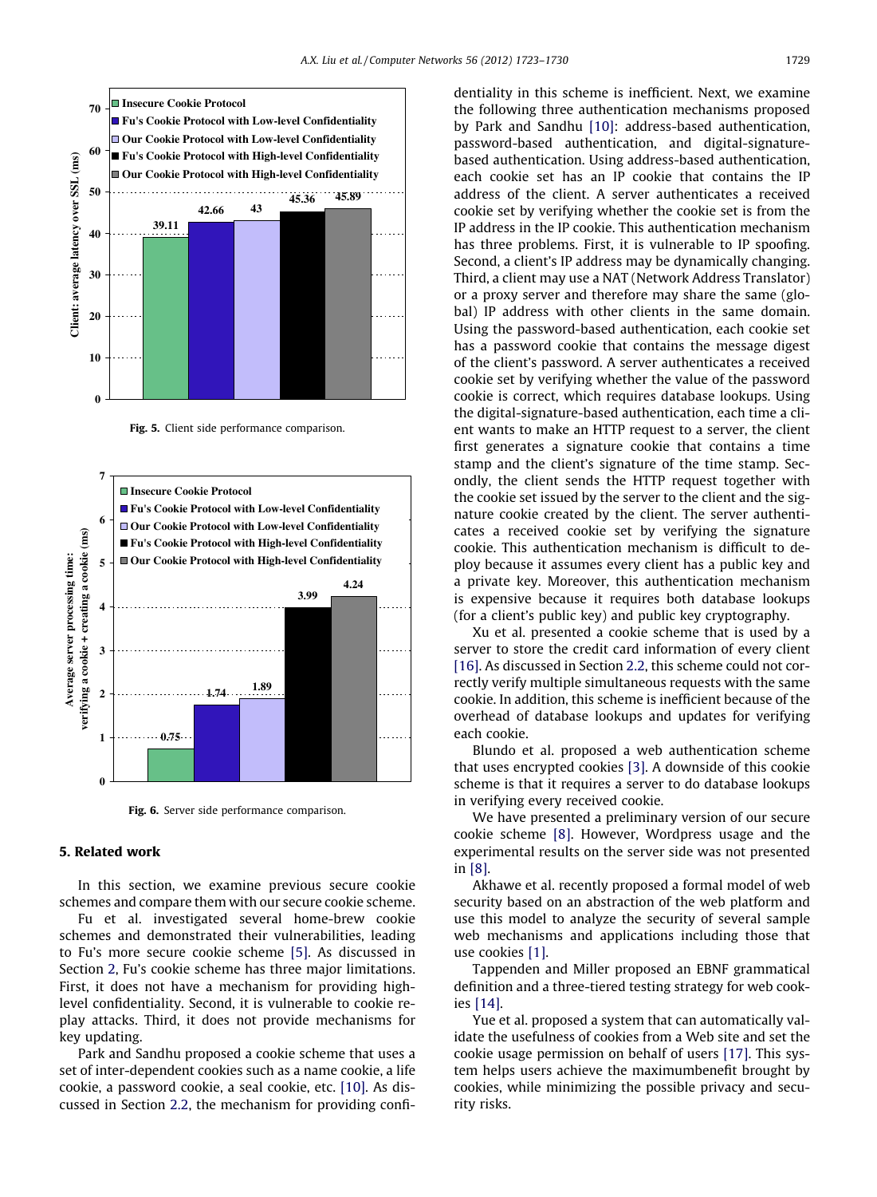Insecure Cookie Protocol
Fu's Cookie Protocol with Low-level Confidentiality
Our Cookie Protocol with Low-level Confidentiality
Fu's Cookie Protocol with High-level Confidentiality
Our Cookie Protocol with High-level Confidentiality

Client: average latency over SSL (ms)

0
10
20
30
40
50
60
70

39.11
42.66
43
45.36
45.89

**Fig. 5.** Client side performance comparison.

Insecure Cookie Protocol
Fu's Cookie Protocol with Low-level Confidentiality
Our Cookie Protocol with Low-level Confidentiality
Fu's Cookie Protocol with High-level Confidentiality
Our Cookie Protocol with High-level Confidentiality

Average server processing time: verifying a cookie + creating a cookie (ms)

0
1
2
3
4
5
6
7

0.75
1.74
1.89
3.99
4.24

**Fig. 6.** Server side performance comparison.

## 5. Related work

In this section, we examine previous secure cookie schemes and compare them with our secure cookie scheme.

Fu et al. investigated several home-brew cookie schemes and demonstrated their vulnerabilities, leading to Fu's more secure cookie scheme [5]. As discussed in Section 2, Fu's cookie scheme has three major limitations. First, it does not have a mechanism for providing high-level confidentiality. Second, it is vulnerable to cookie replay attacks. Third, it does not provide mechanisms for key updating.

Park and Sandhu proposed a cookie scheme that uses a set of inter-dependent cookies such as a name cookie, a life cookie, a password cookie, a seal cookie, etc. [10]. As discussed in Section 2.2, the mechanism for providing confidentiality in this scheme is inefficient. Next, we examine the following three authentication mechanisms proposed by Park and Sandhu [10]: address-based authentication, password-based authentication, and digital-signature-based authentication. Using address-based authentication, each cookie set has an IP cookie that contains the IP address of the client. A server authenticates a received cookie set by verifying whether the cookie set is from the IP address in the IP cookie. This authentication mechanism has three problems. First, it is vulnerable to IP spoofing. Second, a client's IP address may be dynamically changing. Third, a client may use a NAT (Network Address Translator) or a proxy server and therefore may share the same (global) IP address with other clients in the same domain. Using the password-based authentication, each cookie set has a password cookie that contains the message digest of the client's password. A server authenticates a received cookie set by verifying whether the value of the password cookie is correct, which requires database lookups. Using the digital-signature-based authentication, each time a client wants to make an HTTP request to a server, the client first generates a signature cookie that contains a time stamp and the client's signature of the time stamp. Secondly, the client sends the HTTP request together with the cookie set issued by the server to the client and the signature cookie created by the client. The server authenticates a received cookie set by verifying the signature cookie. This authentication mechanism is difficult to deploy because it assumes every client has a public key and a private key. Moreover, this authentication mechanism is expensive because it requires both database lookups (for a client's public key) and public key cryptography.

Xu et al. presented a cookie scheme that is used by a server to store the credit card information of every client [16]. As discussed in Section 2.2, this scheme could not correctly verify multiple simultaneous requests with the same cookie. In addition, this scheme is inefficient because of the overhead of database lookups and updates for verifying each cookie.

Blundo et al. proposed a web authentication scheme that uses encrypted cookies [3]. A downside of this cookie scheme is that it requires a server to do database lookups in verifying every received cookie.

We have presented a preliminary version of our secure cookie scheme [8]. However, Wordpress usage and the experimental results on the server side was not presented in [8].

Akhawe et al. recently proposed a formal model of web security based on an abstraction of the web platform and use this model to analyze the security of several sample web mechanisms and applications including those that use cookies [1].

Tappenden and Miller proposed an EBNF grammatical definition and a three-tiered testing strategy for web cookies [14].

Yue et al. proposed a system that can automatically validate the usefulness of cookies from a Web site and set the cookie usage permission on behalf of users [17]. This system helps users achieve the maximumbenefit brought by cookies, while minimizing the possible privacy and security risks.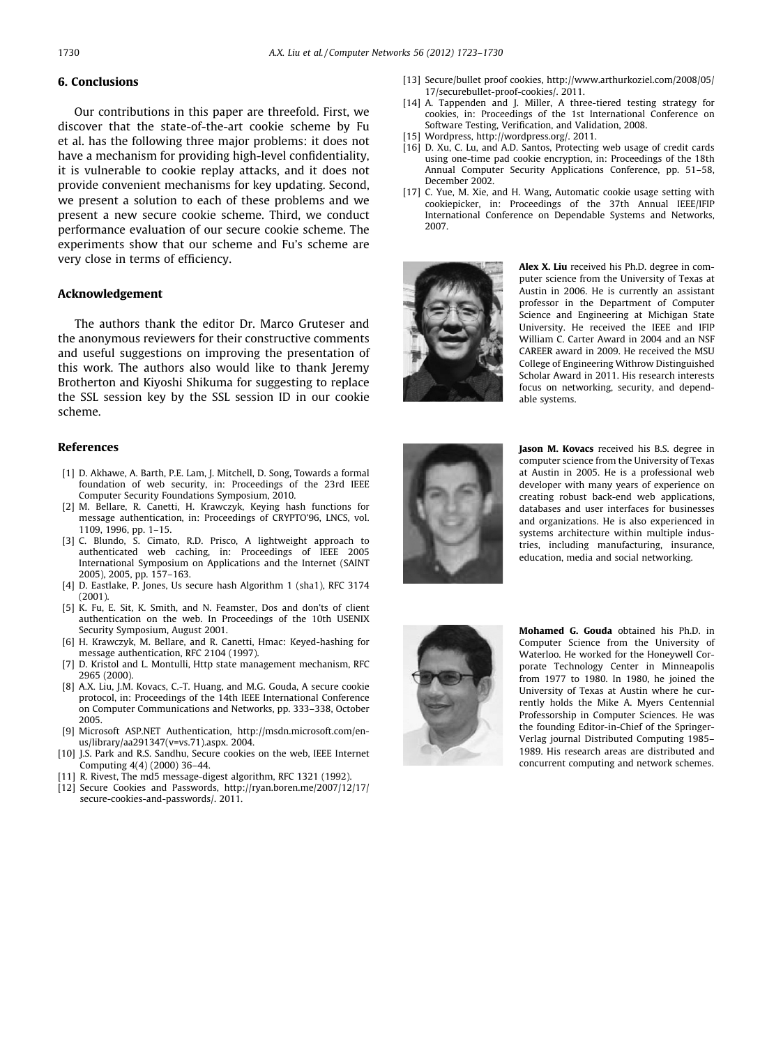## 6. Conclusions

Our contributions in this paper are threefold. First, we discover that the state-of-the-art cookie scheme by Fu et al. has the following three major problems: it does not have a mechanism for providing high-level confidentiality, it is vulnerable to cookie replay attacks, and it does not provide convenient mechanisms for key updating. Second, we present a solution to each of these problems and we present a new secure cookie scheme. Third, we conduct performance evaluation of our secure cookie scheme. The experiments show that our scheme and Fu's scheme are very close in terms of efficiency.

## Acknowledgement

The authors thank the editor Dr. Marco Gruteser and the anonymous reviewers for their constructive comments and useful suggestions on improving the presentation of this work. The authors also would like to thank Jeremy Brotherton and Kiyoshi Shikuma for suggesting to replace the SSL session key by the SSL session ID in our cookie scheme.

## References

[1] D. Akhawe, A. Barth, P.E. Lam, J. Mitchell, D. Song, Towards a formal foundation of web security, in: Proceedings of the 23rd IEEE Computer Security Foundations Symposium, 2010.

[2] M. Bellare, R. Canetti, H. Krawczyk, Keying hash functions for message authentication, in: Proceedings of CRYPTO'96, LNCS, vol. 1109, 1996, pp. 1–15.

[3] C. Blundo, S. Cimato, R.D. Prisco, A lightweight approach to authenticated web caching, in: Proceedings of IEEE 2005 International Symposium on Applications and the Internet (SAINT 2005), 2005, pp. 157–163.

[4] D. Eastlake, P. Jones, Us secure hash Algorithm 1 (sha1), RFC 3174 (2001).

[5] K. Fu, E. Sit, K. Smith, and N. Feamster, Dos and don'ts of client authentication on the web. In Proceedings of the 10th USENIX Security Symposium, August 2001.

[6] H. Krawczyk, M. Bellare, and R. Canetti, Hmac: Keyed-hashing for message authentication, RFC 2104 (1997).

[7] D. Kristol and L. Montulli, Http state management mechanism, RFC 2965 (2000).

[8] A.X. Liu, J.M. Kovacs, C.-T. Huang, and M.G. Gouda, A secure cookie protocol, in: Proceedings of the 14th IEEE International Conference on Computer Communications and Networks, pp. 333–338, October 2005.

[9] Microsoft ASP.NET Authentication, http://msdn.microsoft.com/en-us/library/aa291347(v=vs.71).aspx. 2004.

[10] J.S. Park and R.S. Sandhu, Secure cookies on the web, IEEE Internet Computing 4(4) (2000) 36–44.

[11] R. Rivest, The md5 message-digest algorithm, RFC 1321 (1992).

[12] Secure Cookies and Passwords, http://ryan.boren.me/2007/12/17/secure-cookies-and-passwords/. 2011.

[13] Secure/bullet proof cookies, http://www.arthurkoziel.com/2008/05/17/securebullet-proof-cookies/. 2011.

[14] A. Tappenden and J. Miller, A three-tiered testing strategy for cookies, in: Proceedings of the 1st International Conference on Software Testing, Verification, and Validation, 2008.

[15] Wordpress, http://wordpress.org/. 2011.

[16] D. Xu, C. Lu, and A.D. Santos, Protecting web usage of credit cards using one-time pad cookie encryption, in: Proceedings of the 18th Annual Computer Security Applications Conference, pp. 51–58, December 2002.

[17] C. Yue, M. Xie, and H. Wang, Automatic cookie usage setting with cookiepicker, in: Proceedings of the 37th Annual IEEE/IFIP International Conference on Dependable Systems and Networks, 2007.

**Alex X. Liu** received his Ph.D. degree in computer science from the University of Texas at Austin in 2006. He is currently an assistant professor in the Department of Computer Science and Engineering at Michigan State University. He received the IEEE and IFIP William C. Carter Award in 2004 and an NSF CAREER award in 2009. He received the MSU College of Engineering Withrow Distinguished Scholar Award in 2011. His research interests focus on networking, security, and dependable systems.

**Jason M. Kovacs** received his B.S. degree in computer science from the University of Texas at Austin in 2005. He is a professional web developer with many years of experience on creating robust back-end web applications, databases and user interfaces for businesses and organizations. He is also experienced in systems architecture within multiple industries, including manufacturing, insurance, education, media and social networking.

**Mohamed G. Gouda** obtained his Ph.D. in Computer Science from the University of Waterloo. He worked for the Honeywell Corporate Technology Center in Minneapolis from 1977 to 1980. In 1980, he joined the University of Texas at Austin where he currently holds the Mike A. Myers Centennial Professorship in Computer Sciences. He was the founding Editor-in-Chief of the Springer-Verlag journal Distributed Computing 1985–1989. His research areas are distributed and concurrent computing and network schemes.